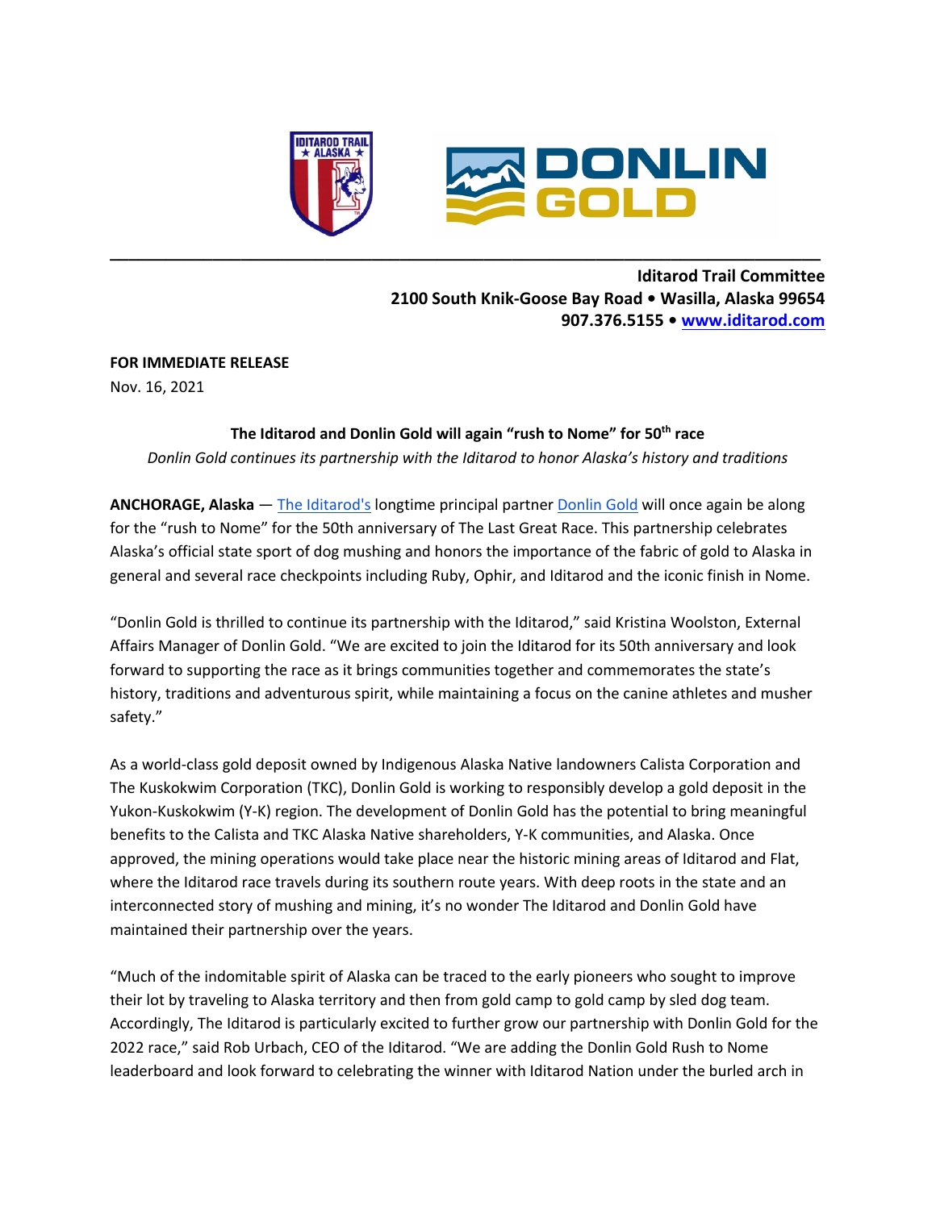**Iditarod Trail Committee**
**2100 South Knik-Goose Bay Road • Wasilla, Alaska 99654**
**907.376.5155 • www.iditarod.com**

**FOR IMMEDIATE RELEASE**
Nov. 16, 2021

**The Iditarod and Donlin Gold will again "rush to Nome" for 50th race**

*Donlin Gold continues its partnership with the Iditarod to honor Alaska's history and traditions*

**ANCHORAGE, Alaska** — The Iditarod's longtime principal partner Donlin Gold will once again be along for the "rush to Nome" for the 50th anniversary of The Last Great Race. This partnership celebrates Alaska's official state sport of dog mushing and honors the importance of the fabric of gold to Alaska in general and several race checkpoints including Ruby, Ophir, and Iditarod and the iconic finish in Nome.

"Donlin Gold is thrilled to continue its partnership with the Iditarod," said Kristina Woolston, External Affairs Manager of Donlin Gold. "We are excited to join the Iditarod for its 50th anniversary and look forward to supporting the race as it brings communities together and commemorates the state's history, traditions and adventurous spirit, while maintaining a focus on the canine athletes and musher safety."

As a world-class gold deposit owned by Indigenous Alaska Native landowners Calista Corporation and The Kuskokwim Corporation (TKC), Donlin Gold is working to responsibly develop a gold deposit in the Yukon-Kuskokwim (Y-K) region. The development of Donlin Gold has the potential to bring meaningful benefits to the Calista and TKC Alaska Native shareholders, Y-K communities, and Alaska. Once approved, the mining operations would take place near the historic mining areas of Iditarod and Flat, where the Iditarod race travels during its southern route years. With deep roots in the state and an interconnected story of mushing and mining, it's no wonder The Iditarod and Donlin Gold have maintained their partnership over the years.

"Much of the indomitable spirit of Alaska can be traced to the early pioneers who sought to improve their lot by traveling to Alaska territory and then from gold camp to gold camp by sled dog team. Accordingly, The Iditarod is particularly excited to further grow our partnership with Donlin Gold for the 2022 race," said Rob Urbach, CEO of the Iditarod. "We are adding the Donlin Gold Rush to Nome leaderboard and look forward to celebrating the winner with Iditarod Nation under the burled arch in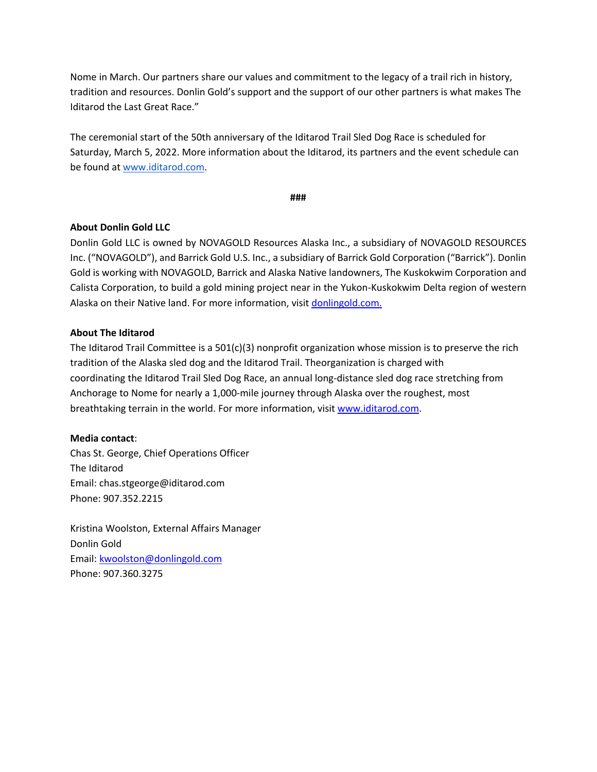Nome in March. Our partners share our values and commitment to the legacy of a trail rich in history, tradition and resources. Donlin Gold's support and the support of our other partners is what makes The Iditarod the Last Great Race."

The ceremonial start of the 50th anniversary of the Iditarod Trail Sled Dog Race is scheduled for Saturday, March 5, 2022. More information about the Iditarod, its partners and the event schedule can be found at [www.iditarod.com](http://www.iditarod.com).

**###**

**About Donlin Gold LLC**

Donlin Gold LLC is owned by NOVAGOLD Resources Alaska Inc., a subsidiary of NOVAGOLD RESOURCES Inc. ("NOVAGOLD"), and Barrick Gold U.S. Inc., a subsidiary of Barrick Gold Corporation ("Barrick"). Donlin Gold is working with NOVAGOLD, Barrick and Alaska Native landowners, The Kuskokwim Corporation and Calista Corporation, to build a gold mining project near in the Yukon-Kuskokwim Delta region of western Alaska on their Native land. For more information, visit [donlingold.com.](http://donlingold.com)

**About The Iditarod**

The Iditarod Trail Committee is a 501(c)(3) nonprofit organization whose mission is to preserve the rich tradition of the Alaska sled dog and the Iditarod Trail. Theorganization is charged with coordinating the Iditarod Trail Sled Dog Race, an annual long-distance sled dog race stretching from Anchorage to Nome for nearly a 1,000-mile journey through Alaska over the roughest, most breathtaking terrain in the world. For more information, visit [www.iditarod.com](http://www.iditarod.com).

**Media contact**:

Chas St. George, Chief Operations Officer
The Iditarod
Email: chas.stgeorge@iditarod.com
Phone: 907.352.2215

Kristina Woolston, External Affairs Manager
Donlin Gold
Email: [kwoolston@donlingold.com](mailto:kwoolston@donlingold.com)
Phone: 907.360.3275